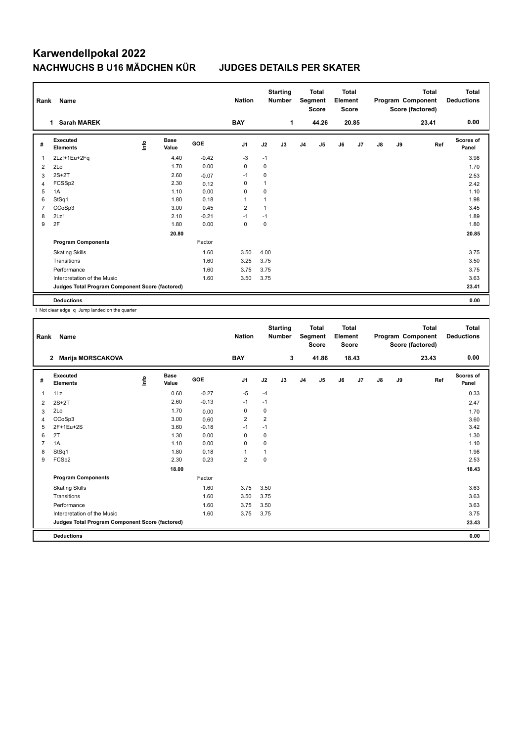# Karwendellpokal 2022

## NACHWUCHS B U16 MÄDCHEN KÜR JUDGES DETAILS PER SKATER

| Rank | Name | Nation | Starting Number | Total Segment Score | Total Element Score | Total Program Component Score (factored) | Total Deductions |
|---|---|---|---|---|---|---|---|
| 1 | Sarah MAREK | BAY | 1 | 44.26 | 20.85 | 23.41 | 0.00 |

| # | Executed Elements | Info | Base Value | GOE | J1 | J2 | J3 | J4 | J5 | J6 | J7 | J8 | J9 | Ref | Scores of Panel |
|---|---|---|---|---|---|---|---|---|---|---|---|---|---|---|---|
| 1 | 2Lz!+1Eu+2Fq | | 4.40 | -0.42 | -3 | -1 | | | | | | | | | 3.98 |
| 2 | 2Lo | | 1.70 | 0.00 | 0 | 0 | | | | | | | | | 1.70 |
| 3 | 2S+2T | | 2.60 | -0.07 | -1 | 0 | | | | | | | | | 2.53 |
| 4 | FCSSp2 | | 2.30 | 0.12 | 0 | 1 | | | | | | | | | 2.42 |
| 5 | 1A | | 1.10 | 0.00 | 0 | 0 | | | | | | | | | 1.10 |
| 6 | StSq1 | | 1.80 | 0.18 | 1 | 1 | | | | | | | | | 1.98 |
| 7 | CCoSp3 | | 3.00 | 0.45 | 2 | 1 | | | | | | | | | 3.45 |
| 8 | 2Lz! | | 2.10 | -0.21 | -1 | -1 | | | | | | | | | 1.89 |
| 9 | 2F | | 1.80 | 0.00 | 0 | 0 | | | | | | | | | 1.80 |
| | | | 20.80 | | | | | | | | | | | | 20.85 |
| | **Program Components** | | | Factor | | | | | | | | | | | |
| | Skating Skills | | | 1.60 | 3.50 | 4.00 | | | | | | | | | 3.75 |
| | Transitions | | | 1.60 | 3.25 | 3.75 | | | | | | | | | 3.50 |
| | Performance | | | 1.60 | 3.75 | 3.75 | | | | | | | | | 3.75 |
| | Interpretation of the Music | | | 1.60 | 3.50 | 3.75 | | | | | | | | | 3.63 |
| | **Judges Total Program Component Score (factored)** | | | | | | | | | | | | | | 23.41 |
| | **Deductions** | | | | | | | | | | | | | | 0.00 |

! Not clear edge q Jump landed on the quarter

| Rank | Name | Nation | Starting Number | Total Segment Score | Total Element Score | Total Program Component Score (factored) | Total Deductions |
|---|---|---|---|---|---|---|---|
| 2 | Marija MORSCAKOVA | BAY | 3 | 41.86 | 18.43 | 23.43 | 0.00 |

| # | Executed Elements | Info | Base Value | GOE | J1 | J2 | J3 | J4 | J5 | J6 | J7 | J8 | J9 | Ref | Scores of Panel |
|---|---|---|---|---|---|---|---|---|---|---|---|---|---|---|---|
| 1 | 1Lz | | 0.60 | -0.27 | -5 | -4 | | | | | | | | | 0.33 |
| 2 | 2S+2T | | 2.60 | -0.13 | -1 | -1 | | | | | | | | | 2.47 |
| 3 | 2Lo | | 1.70 | 0.00 | 0 | 0 | | | | | | | | | 1.70 |
| 4 | CCoSp3 | | 3.00 | 0.60 | 2 | 2 | | | | | | | | | 3.60 |
| 5 | 2F+1Eu+2S | | 3.60 | -0.18 | -1 | -1 | | | | | | | | | 3.42 |
| 6 | 2T | | 1.30 | 0.00 | 0 | 0 | | | | | | | | | 1.30 |
| 7 | 1A | | 1.10 | 0.00 | 0 | 0 | | | | | | | | | 1.10 |
| 8 | StSq1 | | 1.80 | 0.18 | 1 | 1 | | | | | | | | | 1.98 |
| 9 | FCSp2 | | 2.30 | 0.23 | 2 | 0 | | | | | | | | | 2.53 |
| | | | 18.00 | | | | | | | | | | | | 18.43 |
| | **Program Components** | | | Factor | | | | | | | | | | | |
| | Skating Skills | | | 1.60 | 3.75 | 3.50 | | | | | | | | | 3.63 |
| | Transitions | | | 1.60 | 3.50 | 3.75 | | | | | | | | | 3.63 |
| | Performance | | | 1.60 | 3.75 | 3.50 | | | | | | | | | 3.63 |
| | Interpretation of the Music | | | 1.60 | 3.75 | 3.75 | | | | | | | | | 3.75 |
| | **Judges Total Program Component Score (factored)** | | | | | | | | | | | | | | 23.43 |
| | **Deductions** | | | | | | | | | | | | | | 0.00 |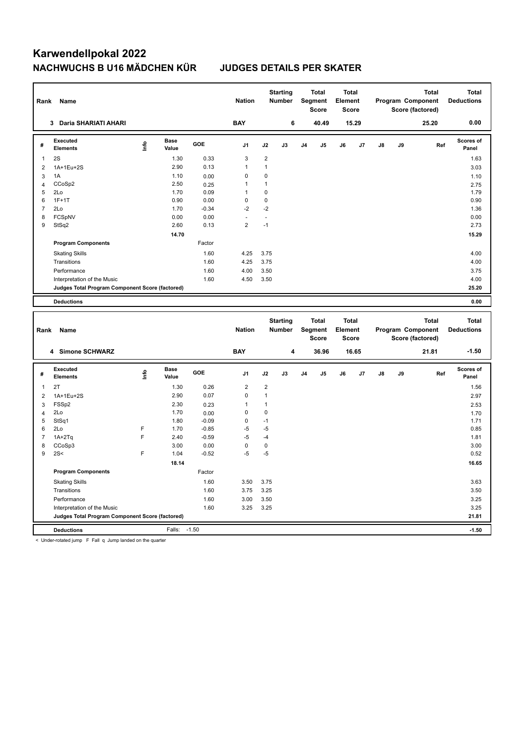# Karwendellpokal 2022

## NACHWUCHS B U16 MÄDCHEN KÜR — JUDGES DETAILS PER SKATER

| Rank | Name | Nation | Starting Number | Total Segment Score | Total Element Score | Total Program Component Score (factored) | Total Deductions |
|---|---|---|---|---|---|---|---|
| 3 | Daria SHARIATI AHARI | BAY | 6 | 40.49 | 15.29 | 25.20 | 0.00 |

| # | Executed Elements | Info | Base Value | GOE | J1 | J2 | J3 | J4 | J5 | J6 | J7 | J8 | J9 | Ref | Scores of Panel |
|---|---|---|---|---|---|---|---|---|---|---|---|---|---|---|---|
| 1 | 2S | | 1.30 | 0.33 | 3 | 2 | | | | | | | | | 1.63 |
| 2 | 1A+1Eu+2S | | 2.90 | 0.13 | 1 | 1 | | | | | | | | | 3.03 |
| 3 | 1A | | 1.10 | 0.00 | 0 | 0 | | | | | | | | | 1.10 |
| 4 | CCoSp2 | | 2.50 | 0.25 | 1 | 1 | | | | | | | | | 2.75 |
| 5 | 2Lo | | 1.70 | 0.09 | 1 | 0 | | | | | | | | | 1.79 |
| 6 | 1F+1T | | 0.90 | 0.00 | 0 | 0 | | | | | | | | | 0.90 |
| 7 | 2Lo | | 1.70 | -0.34 | -2 | -2 | | | | | | | | | 1.36 |
| 8 | FCSpNV | | 0.00 | 0.00 | - | - | | | | | | | | | 0.00 |
| 9 | StSq2 | | 2.60 | 0.13 | 2 | -1 | | | | | | | | | 2.73 |
| | | | 14.70 | | | | | | | | | | | | 15.29 |
| | **Program Components** | | | Factor | | | | | | | | | | | |
| | Skating Skills | | | 1.60 | 4.25 | 3.75 | | | | | | | | | 4.00 |
| | Transitions | | | 1.60 | 4.25 | 3.75 | | | | | | | | | 4.00 |
| | Performance | | | 1.60 | 4.00 | 3.50 | | | | | | | | | 3.75 |
| | Interpretation of the Music | | | 1.60 | 4.50 | 3.50 | | | | | | | | | 4.00 |
| | **Judges Total Program Component Score (factored)** | | | | | | | | | | | | | | 25.20 |
| | **Deductions** | | | | | | | | | | | | | | 0.00 |

| Rank | Name | Nation | Starting Number | Total Segment Score | Total Element Score | Total Program Component Score (factored) | Total Deductions |
|---|---|---|---|---|---|---|---|
| 4 | Simone SCHWARZ | BAY | 4 | 36.96 | 16.65 | 21.81 | -1.50 |

| # | Executed Elements | Info | Base Value | GOE | J1 | J2 | J3 | J4 | J5 | J6 | J7 | J8 | J9 | Ref | Scores of Panel |
|---|---|---|---|---|---|---|---|---|---|---|---|---|---|---|---|
| 1 | 2T | | 1.30 | 0.26 | 2 | 2 | | | | | | | | | 1.56 |
| 2 | 1A+1Eu+2S | | 2.90 | 0.07 | 0 | 1 | | | | | | | | | 2.97 |
| 3 | FSSp2 | | 2.30 | 0.23 | 1 | 1 | | | | | | | | | 2.53 |
| 4 | 2Lo | | 1.70 | 0.00 | 0 | 0 | | | | | | | | | 1.70 |
| 5 | StSq1 | | 1.80 | -0.09 | 0 | -1 | | | | | | | | | 1.71 |
| 6 | 2Lo | F | 1.70 | -0.85 | -5 | -5 | | | | | | | | | 0.85 |
| 7 | 1A+2Tq | F | 2.40 | -0.59 | -5 | -4 | | | | | | | | | 1.81 |
| 8 | CCoSp3 | | 3.00 | 0.00 | 0 | 0 | | | | | | | | | 3.00 |
| 9 | 2S< | F | 1.04 | -0.52 | -5 | -5 | | | | | | | | | 0.52 |
| | | | 18.14 | | | | | | | | | | | | 16.65 |
| | **Program Components** | | | Factor | | | | | | | | | | | |
| | Skating Skills | | | 1.60 | 3.50 | 3.75 | | | | | | | | | 3.63 |
| | Transitions | | | 1.60 | 3.75 | 3.25 | | | | | | | | | 3.50 |
| | Performance | | | 1.60 | 3.00 | 3.50 | | | | | | | | | 3.25 |
| | Interpretation of the Music | | | 1.60 | 3.25 | 3.25 | | | | | | | | | 3.25 |
| | **Judges Total Program Component Score (factored)** | | | | | | | | | | | | | | 21.81 |
| | **Deductions** | | Falls: | -1.50 | | | | | | | | | | | -1.50 |

< Under-rotated jump F Fall q Jump landed on the quarter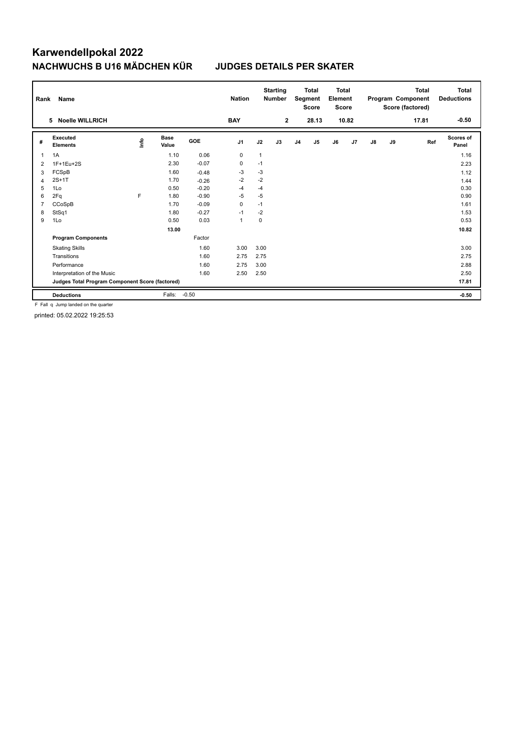# Karwendellpokal 2022

## NACHWUCHS B U16 MÄDCHEN KÜR JUDGES DETAILS PER SKATER

| Rank | Name | Nation | Starting Number | Total Segment Score | Total Element Score | Total Program Component Score (factored) | Total Deductions |
|---|---|---|---|---|---|---|---|
| 5 | Noelle WILLRICH | BAY | 2 | 28.13 | 10.82 | 17.81 | -0.50 |

| # | Executed Elements | Info | Base Value | GOE | J1 | J2 | J3 | J4 | J5 | J6 | J7 | J8 | J9 | Ref | Scores of Panel |
|---|---|---|---|---|---|---|---|---|---|---|---|---|---|---|---|
| 1 | 1A | | 1.10 | 0.06 | 0 | 1 | | | | | | | | | 1.16 |
| 2 | 1F+1Eu+2S | | 2.30 | -0.07 | 0 | -1 | | | | | | | | | 2.23 |
| 3 | FCSpB | | 1.60 | -0.48 | -3 | -3 | | | | | | | | | 1.12 |
| 4 | 2S+1T | | 1.70 | -0.26 | -2 | -2 | | | | | | | | | 1.44 |
| 5 | 1Lo | | 0.50 | -0.20 | -4 | -4 | | | | | | | | | 0.30 |
| 6 | 2Fq | F | 1.80 | -0.90 | -5 | -5 | | | | | | | | | 0.90 |
| 7 | CCoSpB | | 1.70 | -0.09 | 0 | -1 | | | | | | | | | 1.61 |
| 8 | StSq1 | | 1.80 | -0.27 | -1 | -2 | | | | | | | | | 1.53 |
| 9 | 1Lo | | 0.50 | 0.03 | 1 | 0 | | | | | | | | | 0.53 |
| | | | 13.00 | | | | | | | | | | | | 10.82 |
| | **Program Components** | | | Factor | | | | | | | | | | | |
| | Skating Skills | | | 1.60 | 3.00 | 3.00 | | | | | | | | | 3.00 |
| | Transitions | | | 1.60 | 2.75 | 2.75 | | | | | | | | | 2.75 |
| | Performance | | | 1.60 | 2.75 | 3.00 | | | | | | | | | 2.88 |
| | Interpretation of the Music | | | 1.60 | 2.50 | 2.50 | | | | | | | | | 2.50 |
| | **Judges Total Program Component Score (factored)** | | | | | | | | | | | | | | 17.81 |
| | **Deductions** | | Falls: | -0.50 | | | | | | | | | | | -0.50 |

F Fall q Jump landed on the quarter

printed: 05.02.2022 19:25:53